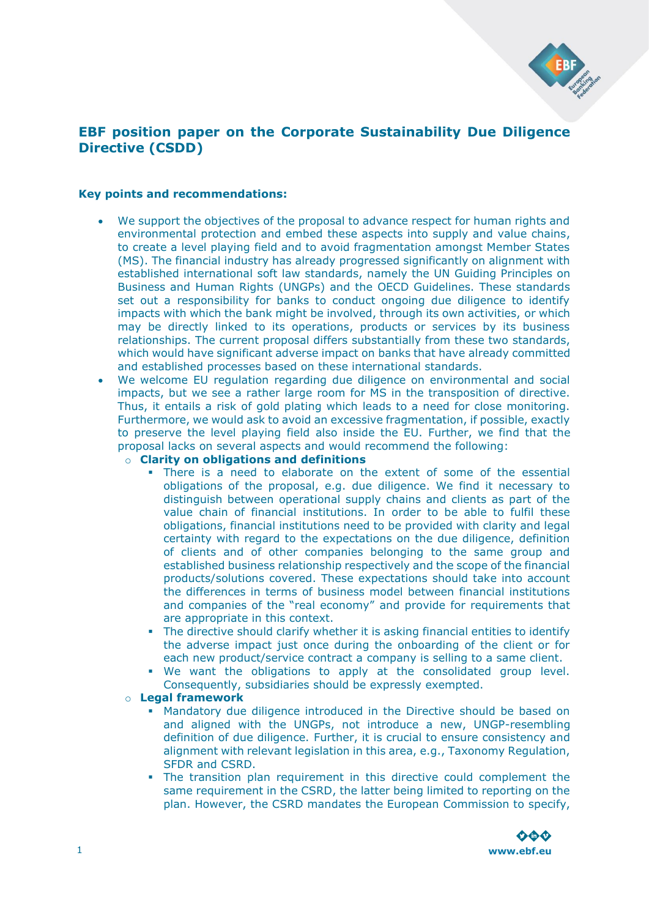# EBF position paper on the Corporate Sustainability Due Diligence Directive (CSDD)

**Key points and recommendations:**

- We support the objectives of the proposal to advance respect for human rights and environmental protection and embed these aspects into supply and value chains, to create a level playing field and to avoid fragmentation amongst Member States (MS). The financial industry has already progressed significantly on alignment with established international soft law standards, namely the UN Guiding Principles on Business and Human Rights (UNGPs) and the OECD Guidelines. These standards set out a responsibility for banks to conduct ongoing due diligence to identify impacts with which the bank might be involved, through its own activities, or which may be directly linked to its operations, products or services by its business relationships. The current proposal differs substantially from these two standards, which would have significant adverse impact on banks that have already committed and established processes based on these international standards.
- We welcome EU regulation regarding due diligence on environmental and social impacts, but we see a rather large room for MS in the transposition of directive. Thus, it entails a risk of gold plating which leads to a need for close monitoring. Furthermore, we would ask to avoid an excessive fragmentation, if possible, exactly to preserve the level playing field also inside the EU. Further, we find that the proposal lacks on several aspects and would recommend the following:
  - **Clarity on obligations and definitions**
    - There is a need to elaborate on the extent of some of the essential obligations of the proposal, e.g. due diligence. We find it necessary to distinguish between operational supply chains and clients as part of the value chain of financial institutions. In order to be able to fulfil these obligations, financial institutions need to be provided with clarity and legal certainty with regard to the expectations on the due diligence, definition of clients and of other companies belonging to the same group and established business relationship respectively and the scope of the financial products/solutions covered. These expectations should take into account the differences in terms of business model between financial institutions and companies of the "real economy" and provide for requirements that are appropriate in this context.
    - The directive should clarify whether it is asking financial entities to identify the adverse impact just once during the onboarding of the client or for each new product/service contract a company is selling to a same client.
    - We want the obligations to apply at the consolidated group level. Consequently, subsidiaries should be expressly exempted.
  - **Legal framework**
    - Mandatory due diligence introduced in the Directive should be based on and aligned with the UNGPs, not introduce a new, UNGP-resembling definition of due diligence. Further, it is crucial to ensure consistency and alignment with relevant legislation in this area, e.g., Taxonomy Regulation, SFDR and CSRD.
    - The transition plan requirement in this directive could complement the same requirement in the CSRD, the latter being limited to reporting on the plan. However, the CSRD mandates the European Commission to specify,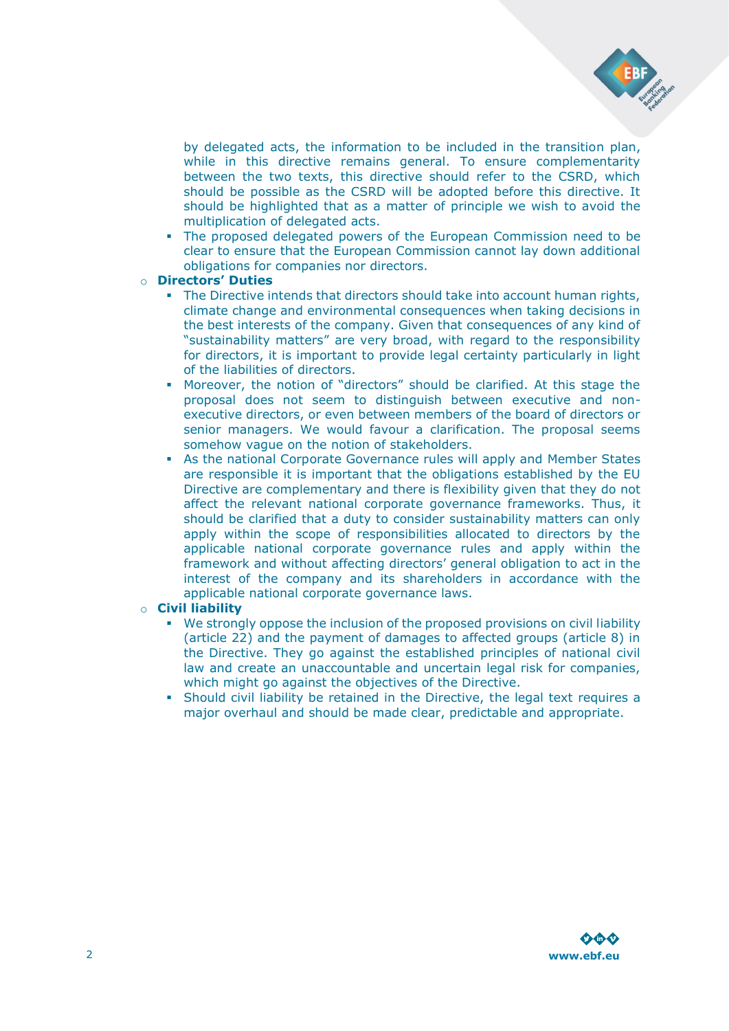- by delegated acts, the information to be included in the transition plan, while in this directive remains general. To ensure complementarity between the two texts, this directive should refer to the CSRD, which should be possible as the CSRD will be adopted before this directive. It should be highlighted that as a matter of principle we wish to avoid the multiplication of delegated acts.
  - The proposed delegated powers of the European Commission need to be clear to ensure that the European Commission cannot lay down additional obligations for companies nor directors.

- **Directors' Duties**
  - The Directive intends that directors should take into account human rights, climate change and environmental consequences when taking decisions in the best interests of the company. Given that consequences of any kind of "sustainability matters" are very broad, with regard to the responsibility for directors, it is important to provide legal certainty particularly in light of the liabilities of directors.
  - Moreover, the notion of "directors" should be clarified. At this stage the proposal does not seem to distinguish between executive and non-executive directors, or even between members of the board of directors or senior managers. We would favour a clarification. The proposal seems somehow vague on the notion of stakeholders.
  - As the national Corporate Governance rules will apply and Member States are responsible it is important that the obligations established by the EU Directive are complementary and there is flexibility given that they do not affect the relevant national corporate governance frameworks. Thus, it should be clarified that a duty to consider sustainability matters can only apply within the scope of responsibilities allocated to directors by the applicable national corporate governance rules and apply within the framework and without affecting directors' general obligation to act in the interest of the company and its shareholders in accordance with the applicable national corporate governance laws.

- **Civil liability**
  - We strongly oppose the inclusion of the proposed provisions on civil liability (article 22) and the payment of damages to affected groups (article 8) in the Directive. They go against the established principles of national civil law and create an unaccountable and uncertain legal risk for companies, which might go against the objectives of the Directive.
  - Should civil liability be retained in the Directive, the legal text requires a major overhaul and should be made clear, predictable and appropriate.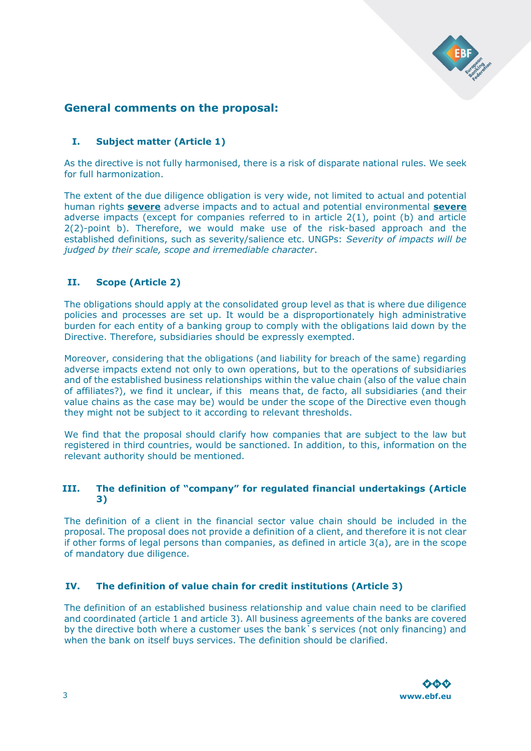## General comments on the proposal:

### I. Subject matter (Article 1)

As the directive is not fully harmonised, there is a risk of disparate national rules. We seek for full harmonization.

The extent of the due diligence obligation is very wide, not limited to actual and potential human rights **severe** adverse impacts and to actual and potential environmental **severe** adverse impacts (except for companies referred to in article 2(1), point (b) and article 2(2)-point b). Therefore, we would make use of the risk-based approach and the established definitions, such as severity/salience etc. UNGPs: *Severity of impacts will be judged by their scale, scope and irremediable character*.

### II. Scope (Article 2)

The obligations should apply at the consolidated group level as that is where due diligence policies and processes are set up. It would be a disproportionately high administrative burden for each entity of a banking group to comply with the obligations laid down by the Directive. Therefore, subsidiaries should be expressly exempted.

Moreover, considering that the obligations (and liability for breach of the same) regarding adverse impacts extend not only to own operations, but to the operations of subsidiaries and of the established business relationships within the value chain (also of the value chain of affiliates?), we find it unclear, if this means that, de facto, all subsidiaries (and their value chains as the case may be) would be under the scope of the Directive even though they might not be subject to it according to relevant thresholds.

We find that the proposal should clarify how companies that are subject to the law but registered in third countries, would be sanctioned. In addition, to this, information on the relevant authority should be mentioned.

### III. The definition of "company" for regulated financial undertakings (Article 3)

The definition of a client in the financial sector value chain should be included in the proposal. The proposal does not provide a definition of a client, and therefore it is not clear if other forms of legal persons than companies, as defined in article 3(a), are in the scope of mandatory due diligence.

### IV. The definition of value chain for credit institutions (Article 3)

The definition of an established business relationship and value chain need to be clarified and coordinated (article 1 and article 3). All business agreements of the banks are covered by the directive both where a customer uses the bank`s services (not only financing) and when the bank on itself buys services. The definition should be clarified.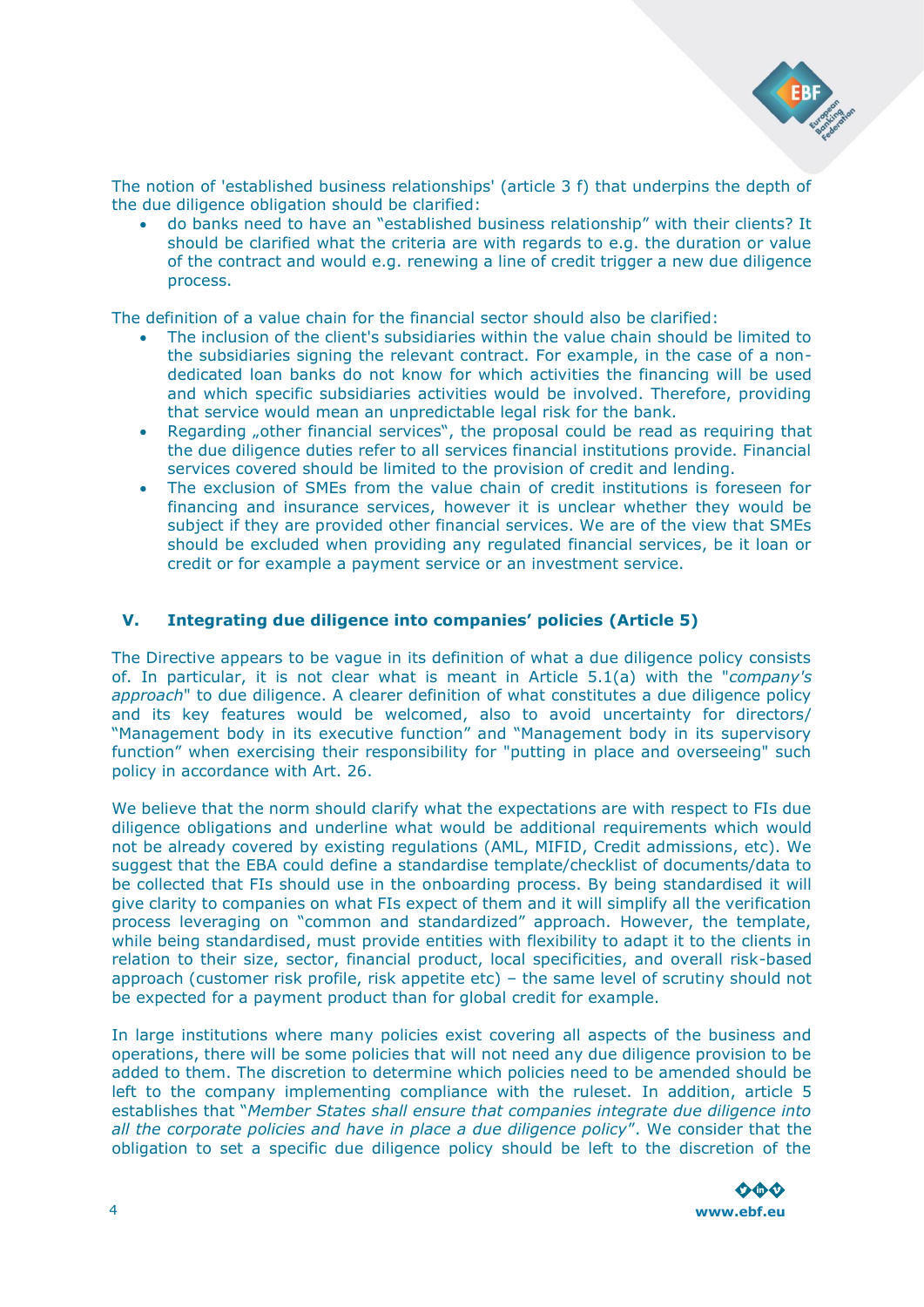The notion of 'established business relationships' (article 3 f) that underpins the depth of the due diligence obligation should be clarified:

- do banks need to have an "established business relationship" with their clients? It should be clarified what the criteria are with regards to e.g. the duration or value of the contract and would e.g. renewing a line of credit trigger a new due diligence process.

The definition of a value chain for the financial sector should also be clarified:

- The inclusion of the client's subsidiaries within the value chain should be limited to the subsidiaries signing the relevant contract. For example, in the case of a non-dedicated loan banks do not know for which activities the financing will be used and which specific subsidiaries activities would be involved. Therefore, providing that service would mean an unpredictable legal risk for the bank.
- Regarding „other financial services", the proposal could be read as requiring that the due diligence duties refer to all services financial institutions provide. Financial services covered should be limited to the provision of credit and lending.
- The exclusion of SMEs from the value chain of credit institutions is foreseen for financing and insurance services, however it is unclear whether they would be subject if they are provided other financial services. We are of the view that SMEs should be excluded when providing any regulated financial services, be it loan or credit or for example a payment service or an investment service.

## V. Integrating due diligence into companies' policies (Article 5)

The Directive appears to be vague in its definition of what a due diligence policy consists of. In particular, it is not clear what is meant in Article 5.1(a) with the "*company's approach*" to due diligence. A clearer definition of what constitutes a due diligence policy and its key features would be welcomed, also to avoid uncertainty for directors/ "Management body in its executive function" and "Management body in its supervisory function" when exercising their responsibility for "putting in place and overseeing" such policy in accordance with Art. 26.

We believe that the norm should clarify what the expectations are with respect to FIs due diligence obligations and underline what would be additional requirements which would not be already covered by existing regulations (AML, MIFID, Credit admissions, etc). We suggest that the EBA could define a standardise template/checklist of documents/data to be collected that FIs should use in the onboarding process. By being standardised it will give clarity to companies on what FIs expect of them and it will simplify all the verification process leveraging on "common and standardized" approach. However, the template, while being standardised, must provide entities with flexibility to adapt it to the clients in relation to their size, sector, financial product, local specificities, and overall risk-based approach (customer risk profile, risk appetite etc) – the same level of scrutiny should not be expected for a payment product than for global credit for example.

In large institutions where many policies exist covering all aspects of the business and operations, there will be some policies that will not need any due diligence provision to be added to them. The discretion to determine which policies need to be amended should be left to the company implementing compliance with the ruleset. In addition, article 5 establishes that "*Member States shall ensure that companies integrate due diligence into all the corporate policies and have in place a due diligence policy*". We consider that the obligation to set a specific due diligence policy should be left to the discretion of the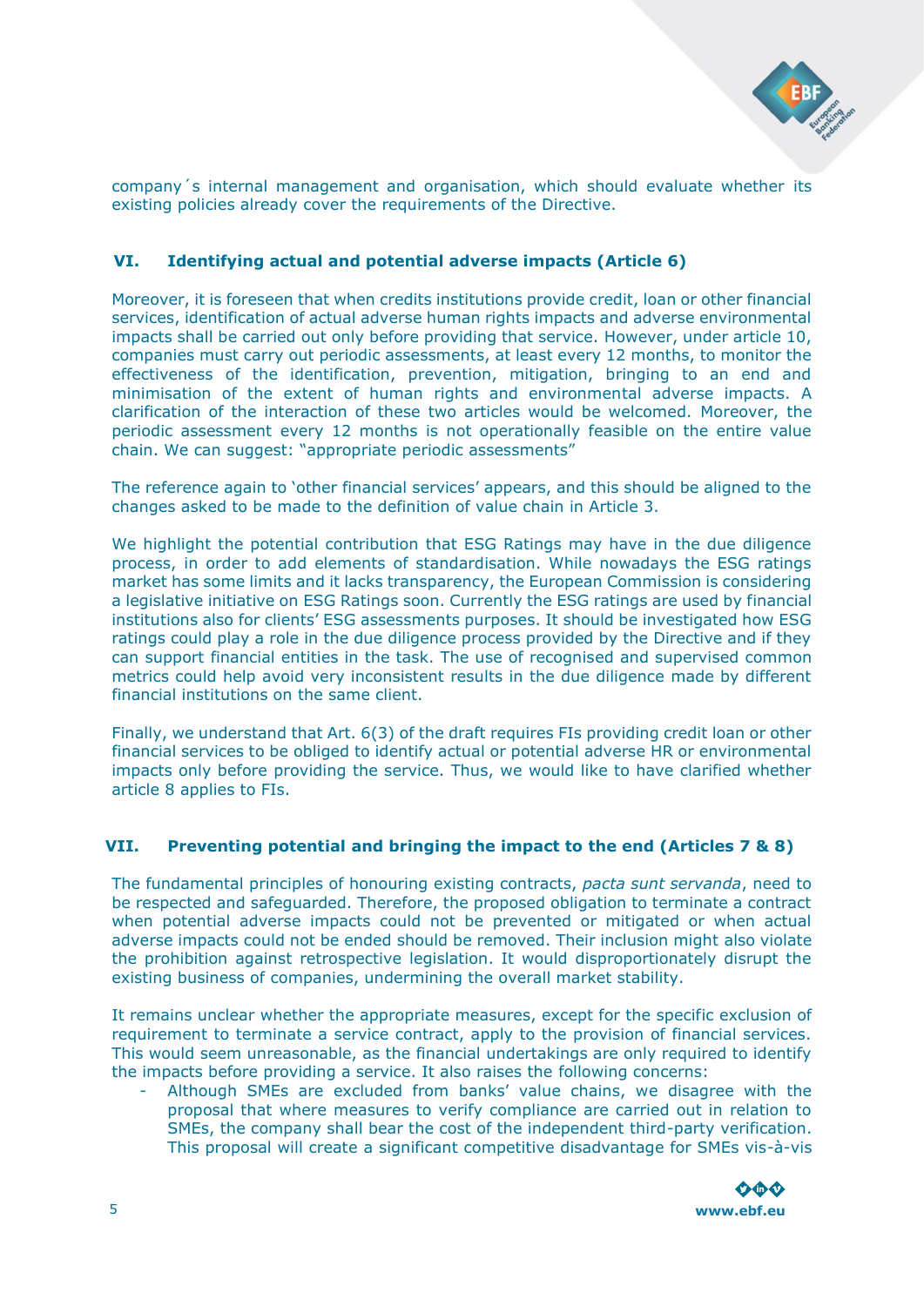company´s internal management and organisation, which should evaluate whether its existing policies already cover the requirements of the Directive.

## VI. Identifying actual and potential adverse impacts (Article 6)

Moreover, it is foreseen that when credits institutions provide credit, loan or other financial services, identification of actual adverse human rights impacts and adverse environmental impacts shall be carried out only before providing that service. However, under article 10, companies must carry out periodic assessments, at least every 12 months, to monitor the effectiveness of the identification, prevention, mitigation, bringing to an end and minimisation of the extent of human rights and environmental adverse impacts. A clarification of the interaction of these two articles would be welcomed. Moreover, the periodic assessment every 12 months is not operationally feasible on the entire value chain. We can suggest: "appropriate periodic assessments"

The reference again to 'other financial services' appears, and this should be aligned to the changes asked to be made to the definition of value chain in Article 3.

We highlight the potential contribution that ESG Ratings may have in the due diligence process, in order to add elements of standardisation. While nowadays the ESG ratings market has some limits and it lacks transparency, the European Commission is considering a legislative initiative on ESG Ratings soon. Currently the ESG ratings are used by financial institutions also for clients' ESG assessments purposes. It should be investigated how ESG ratings could play a role in the due diligence process provided by the Directive and if they can support financial entities in the task. The use of recognised and supervised common metrics could help avoid very inconsistent results in the due diligence made by different financial institutions on the same client.

Finally, we understand that Art. 6(3) of the draft requires FIs providing credit loan or other financial services to be obliged to identify actual or potential adverse HR or environmental impacts only before providing the service. Thus, we would like to have clarified whether article 8 applies to FIs.

## VII. Preventing potential and bringing the impact to the end (Articles 7 & 8)

The fundamental principles of honouring existing contracts, *pacta sunt servanda*, need to be respected and safeguarded. Therefore, the proposed obligation to terminate a contract when potential adverse impacts could not be prevented or mitigated or when actual adverse impacts could not be ended should be removed. Their inclusion might also violate the prohibition against retrospective legislation. It would disproportionately disrupt the existing business of companies, undermining the overall market stability.

It remains unclear whether the appropriate measures, except for the specific exclusion of requirement to terminate a service contract, apply to the provision of financial services. This would seem unreasonable, as the financial undertakings are only required to identify the impacts before providing a service. It also raises the following concerns:

- Although SMEs are excluded from banks' value chains, we disagree with the proposal that where measures to verify compliance are carried out in relation to SMEs, the company shall bear the cost of the independent third-party verification. This proposal will create a significant competitive disadvantage for SMEs vis-à-vis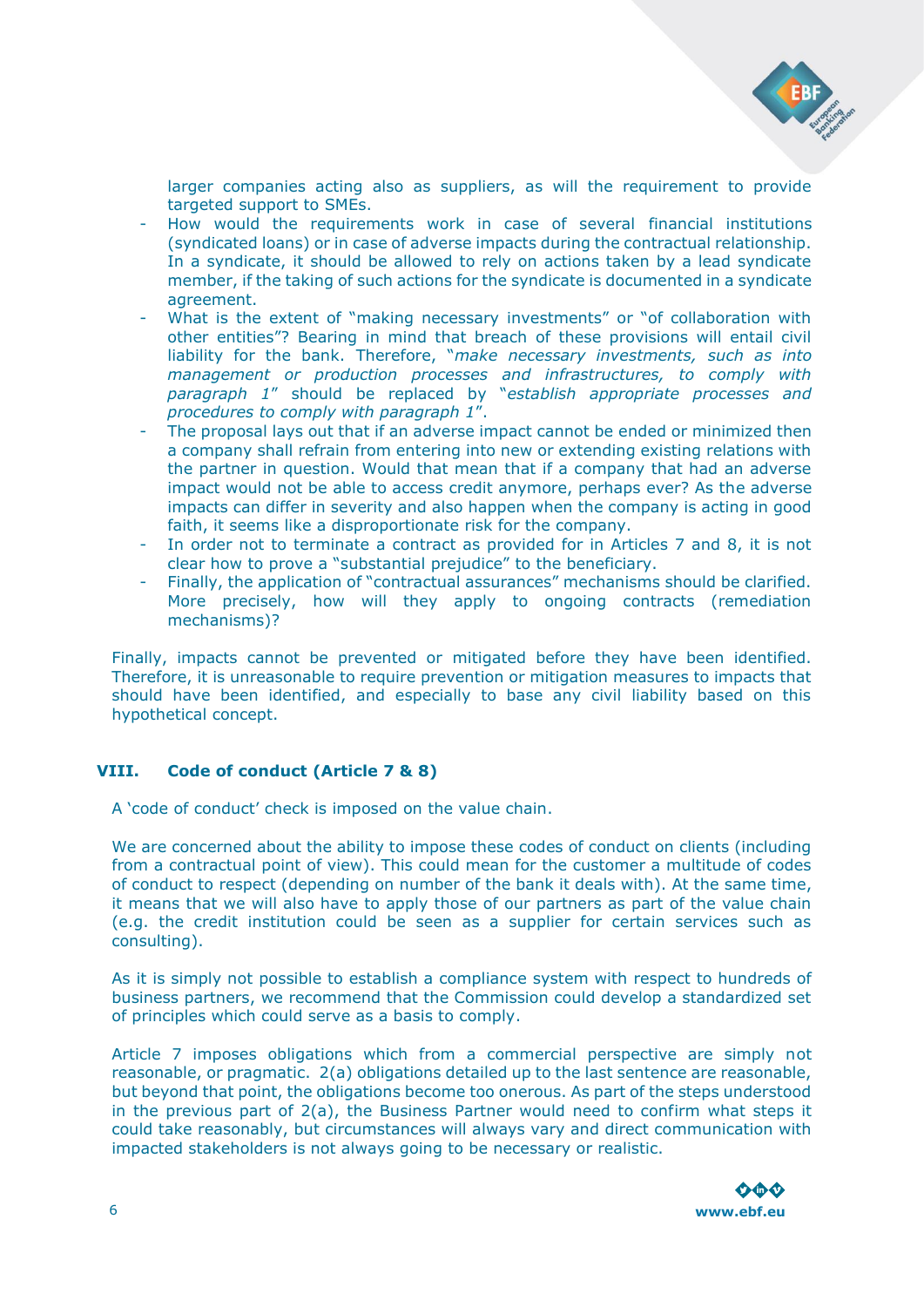larger companies acting also as suppliers, as will the requirement to provide targeted support to SMEs.

- How would the requirements work in case of several financial institutions (syndicated loans) or in case of adverse impacts during the contractual relationship. In a syndicate, it should be allowed to rely on actions taken by a lead syndicate member, if the taking of such actions for the syndicate is documented in a syndicate agreement.
- What is the extent of "making necessary investments" or "of collaboration with other entities"? Bearing in mind that breach of these provisions will entail civil liability for the bank. Therefore, "*make necessary investments, such as into management or production processes and infrastructures, to comply with paragraph 1*" should be replaced by "*establish appropriate processes and procedures to comply with paragraph 1*".
- The proposal lays out that if an adverse impact cannot be ended or minimized then a company shall refrain from entering into new or extending existing relations with the partner in question. Would that mean that if a company that had an adverse impact would not be able to access credit anymore, perhaps ever? As the adverse impacts can differ in severity and also happen when the company is acting in good faith, it seems like a disproportionate risk for the company.
- In order not to terminate a contract as provided for in Articles 7 and 8, it is not clear how to prove a "substantial prejudice" to the beneficiary.
- Finally, the application of "contractual assurances" mechanisms should be clarified. More precisely, how will they apply to ongoing contracts (remediation mechanisms)?

Finally, impacts cannot be prevented or mitigated before they have been identified. Therefore, it is unreasonable to require prevention or mitigation measures to impacts that should have been identified, and especially to base any civil liability based on this hypothetical concept.

## VIII. Code of conduct (Article 7 & 8)

A 'code of conduct' check is imposed on the value chain.

We are concerned about the ability to impose these codes of conduct on clients (including from a contractual point of view). This could mean for the customer a multitude of codes of conduct to respect (depending on number of the bank it deals with). At the same time, it means that we will also have to apply those of our partners as part of the value chain (e.g. the credit institution could be seen as a supplier for certain services such as consulting).

As it is simply not possible to establish a compliance system with respect to hundreds of business partners, we recommend that the Commission could develop a standardized set of principles which could serve as a basis to comply.

Article 7 imposes obligations which from a commercial perspective are simply not reasonable, or pragmatic. 2(a) obligations detailed up to the last sentence are reasonable, but beyond that point, the obligations become too onerous. As part of the steps understood in the previous part of 2(a), the Business Partner would need to confirm what steps it could take reasonably, but circumstances will always vary and direct communication with impacted stakeholders is not always going to be necessary or realistic.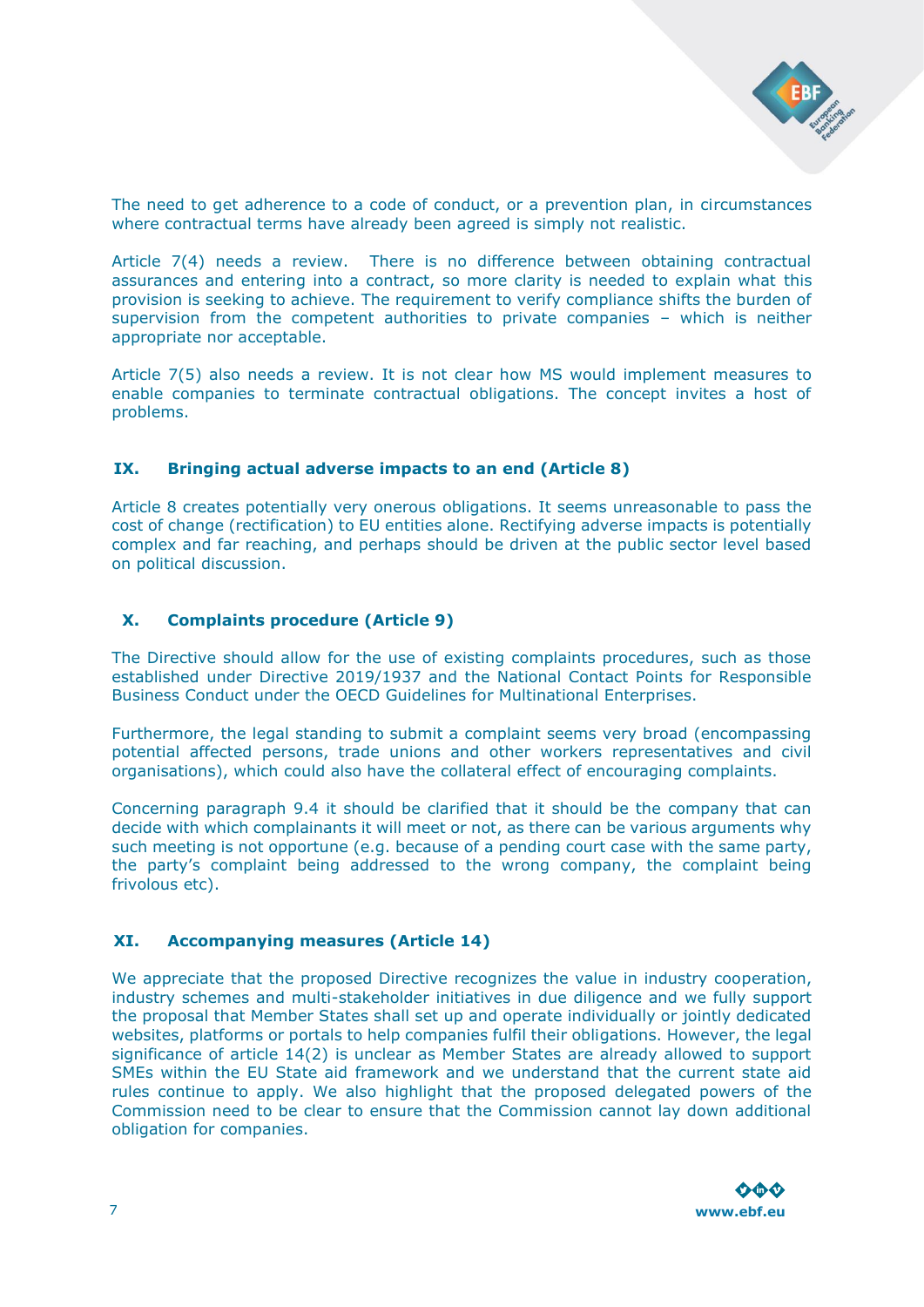The need to get adherence to a code of conduct, or a prevention plan, in circumstances where contractual terms have already been agreed is simply not realistic.

Article 7(4) needs a review. There is no difference between obtaining contractual assurances and entering into a contract, so more clarity is needed to explain what this provision is seeking to achieve. The requirement to verify compliance shifts the burden of supervision from the competent authorities to private companies – which is neither appropriate nor acceptable.

Article 7(5) also needs a review. It is not clear how MS would implement measures to enable companies to terminate contractual obligations. The concept invites a host of problems.

## IX. Bringing actual adverse impacts to an end (Article 8)

Article 8 creates potentially very onerous obligations. It seems unreasonable to pass the cost of change (rectification) to EU entities alone. Rectifying adverse impacts is potentially complex and far reaching, and perhaps should be driven at the public sector level based on political discussion.

## X. Complaints procedure (Article 9)

The Directive should allow for the use of existing complaints procedures, such as those established under Directive 2019/1937 and the National Contact Points for Responsible Business Conduct under the OECD Guidelines for Multinational Enterprises.

Furthermore, the legal standing to submit a complaint seems very broad (encompassing potential affected persons, trade unions and other workers representatives and civil organisations), which could also have the collateral effect of encouraging complaints.

Concerning paragraph 9.4 it should be clarified that it should be the company that can decide with which complainants it will meet or not, as there can be various arguments why such meeting is not opportune (e.g. because of a pending court case with the same party, the party's complaint being addressed to the wrong company, the complaint being frivolous etc).

## XI. Accompanying measures (Article 14)

We appreciate that the proposed Directive recognizes the value in industry cooperation, industry schemes and multi-stakeholder initiatives in due diligence and we fully support the proposal that Member States shall set up and operate individually or jointly dedicated websites, platforms or portals to help companies fulfil their obligations. However, the legal significance of article 14(2) is unclear as Member States are already allowed to support SMEs within the EU State aid framework and we understand that the current state aid rules continue to apply. We also highlight that the proposed delegated powers of the Commission need to be clear to ensure that the Commission cannot lay down additional obligation for companies.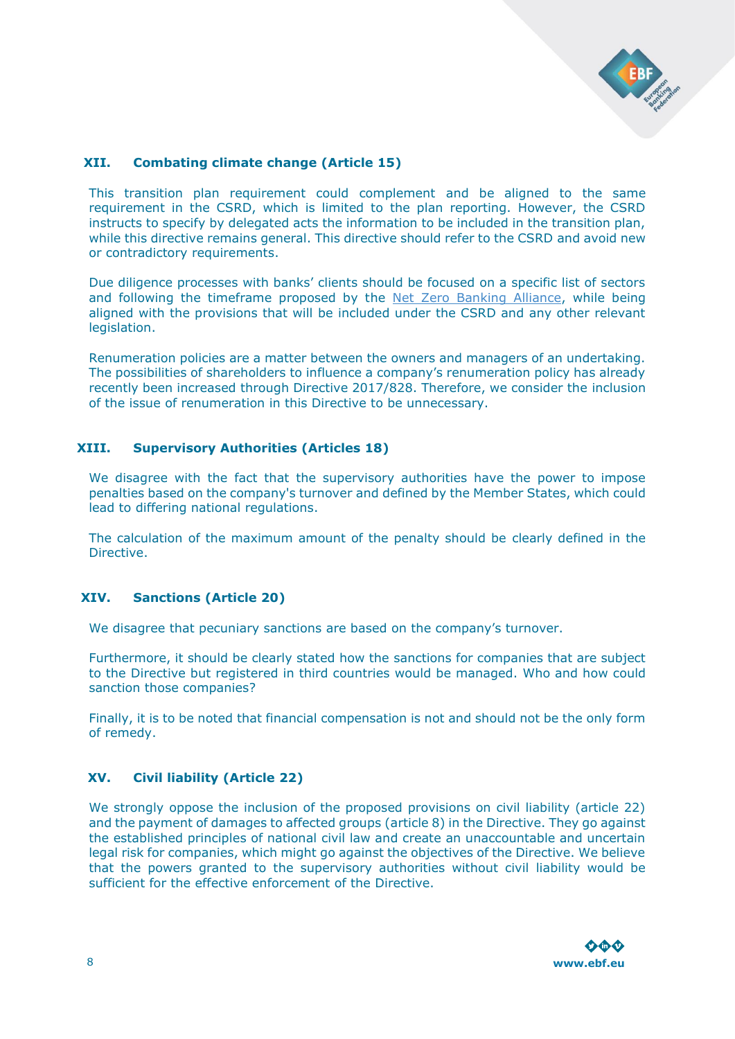## XII. Combating climate change (Article 15)

This transition plan requirement could complement and be aligned to the same requirement in the CSRD, which is limited to the plan reporting. However, the CSRD instructs to specify by delegated acts the information to be included in the transition plan, while this directive remains general. This directive should refer to the CSRD and avoid new or contradictory requirements.

Due diligence processes with banks' clients should be focused on a specific list of sectors and following the timeframe proposed by the Net Zero Banking Alliance, while being aligned with the provisions that will be included under the CSRD and any other relevant legislation.

Renumeration policies are a matter between the owners and managers of an undertaking. The possibilities of shareholders to influence a company's renumeration policy has already recently been increased through Directive 2017/828. Therefore, we consider the inclusion of the issue of renumeration in this Directive to be unnecessary.

## XIII. Supervisory Authorities (Articles 18)

We disagree with the fact that the supervisory authorities have the power to impose penalties based on the company's turnover and defined by the Member States, which could lead to differing national regulations.

The calculation of the maximum amount of the penalty should be clearly defined in the Directive.

## XIV. Sanctions (Article 20)

We disagree that pecuniary sanctions are based on the company's turnover.

Furthermore, it should be clearly stated how the sanctions for companies that are subject to the Directive but registered in third countries would be managed. Who and how could sanction those companies?

Finally, it is to be noted that financial compensation is not and should not be the only form of remedy.

## XV. Civil liability (Article 22)

We strongly oppose the inclusion of the proposed provisions on civil liability (article 22) and the payment of damages to affected groups (article 8) in the Directive. They go against the established principles of national civil law and create an unaccountable and uncertain legal risk for companies, which might go against the objectives of the Directive. We believe that the powers granted to the supervisory authorities without civil liability would be sufficient for the effective enforcement of the Directive.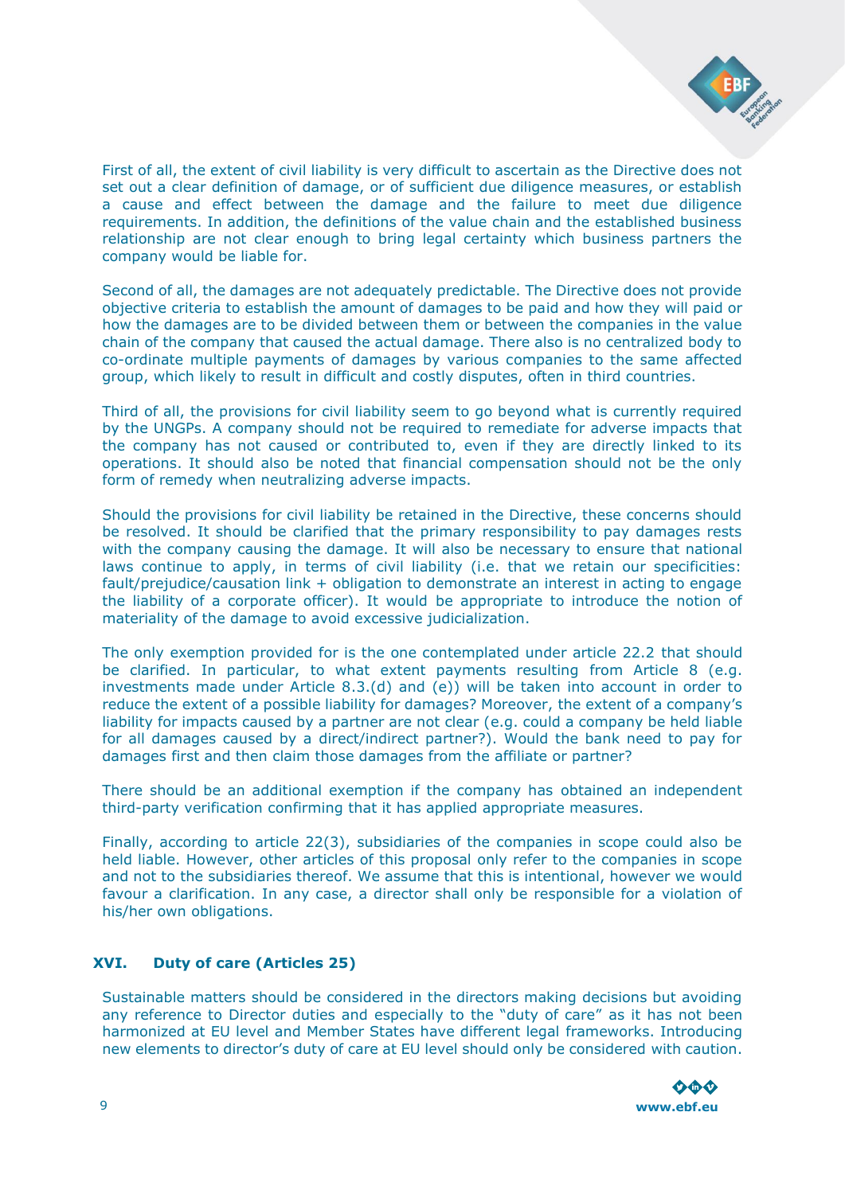First of all, the extent of civil liability is very difficult to ascertain as the Directive does not set out a clear definition of damage, or of sufficient due diligence measures, or establish a cause and effect between the damage and the failure to meet due diligence requirements. In addition, the definitions of the value chain and the established business relationship are not clear enough to bring legal certainty which business partners the company would be liable for.

Second of all, the damages are not adequately predictable. The Directive does not provide objective criteria to establish the amount of damages to be paid and how they will paid or how the damages are to be divided between them or between the companies in the value chain of the company that caused the actual damage. There also is no centralized body to co-ordinate multiple payments of damages by various companies to the same affected group, which likely to result in difficult and costly disputes, often in third countries.

Third of all, the provisions for civil liability seem to go beyond what is currently required by the UNGPs. A company should not be required to remediate for adverse impacts that the company has not caused or contributed to, even if they are directly linked to its operations. It should also be noted that financial compensation should not be the only form of remedy when neutralizing adverse impacts.

Should the provisions for civil liability be retained in the Directive, these concerns should be resolved. It should be clarified that the primary responsibility to pay damages rests with the company causing the damage. It will also be necessary to ensure that national laws continue to apply, in terms of civil liability (i.e. that we retain our specificities: fault/prejudice/causation link + obligation to demonstrate an interest in acting to engage the liability of a corporate officer). It would be appropriate to introduce the notion of materiality of the damage to avoid excessive judicialization.

The only exemption provided for is the one contemplated under article 22.2 that should be clarified. In particular, to what extent payments resulting from Article 8 (e.g. investments made under Article 8.3.(d) and (e)) will be taken into account in order to reduce the extent of a possible liability for damages? Moreover, the extent of a company's liability for impacts caused by a partner are not clear (e.g. could a company be held liable for all damages caused by a direct/indirect partner?). Would the bank need to pay for damages first and then claim those damages from the affiliate or partner?

There should be an additional exemption if the company has obtained an independent third-party verification confirming that it has applied appropriate measures.

Finally, according to article 22(3), subsidiaries of the companies in scope could also be held liable. However, other articles of this proposal only refer to the companies in scope and not to the subsidiaries thereof. We assume that this is intentional, however we would favour a clarification. In any case, a director shall only be responsible for a violation of his/her own obligations.

## XVI. Duty of care (Articles 25)

Sustainable matters should be considered in the directors making decisions but avoiding any reference to Director duties and especially to the "duty of care" as it has not been harmonized at EU level and Member States have different legal frameworks. Introducing new elements to director's duty of care at EU level should only be considered with caution.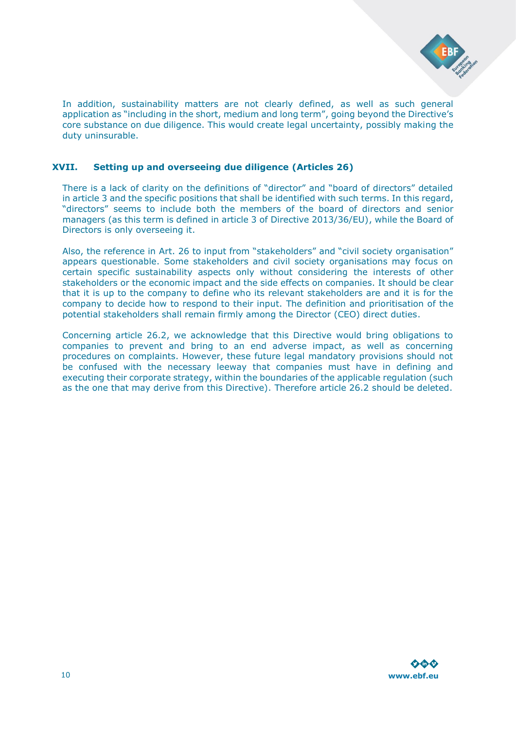In addition, sustainability matters are not clearly defined, as well as such general application as "including in the short, medium and long term", going beyond the Directive's core substance on due diligence. This would create legal uncertainty, possibly making the duty uninsurable.

## XVII. Setting up and overseeing due diligence (Articles 26)

There is a lack of clarity on the definitions of "director" and "board of directors" detailed in article 3 and the specific positions that shall be identified with such terms. In this regard, "directors" seems to include both the members of the board of directors and senior managers (as this term is defined in article 3 of Directive 2013/36/EU), while the Board of Directors is only overseeing it.

Also, the reference in Art. 26 to input from "stakeholders" and "civil society organisation" appears questionable. Some stakeholders and civil society organisations may focus on certain specific sustainability aspects only without considering the interests of other stakeholders or the economic impact and the side effects on companies. It should be clear that it is up to the company to define who its relevant stakeholders are and it is for the company to decide how to respond to their input. The definition and prioritisation of the potential stakeholders shall remain firmly among the Director (CEO) direct duties.

Concerning article 26.2, we acknowledge that this Directive would bring obligations to companies to prevent and bring to an end adverse impact, as well as concerning procedures on complaints. However, these future legal mandatory provisions should not be confused with the necessary leeway that companies must have in defining and executing their corporate strategy, within the boundaries of the applicable regulation (such as the one that may derive from this Directive). Therefore article 26.2 should be deleted.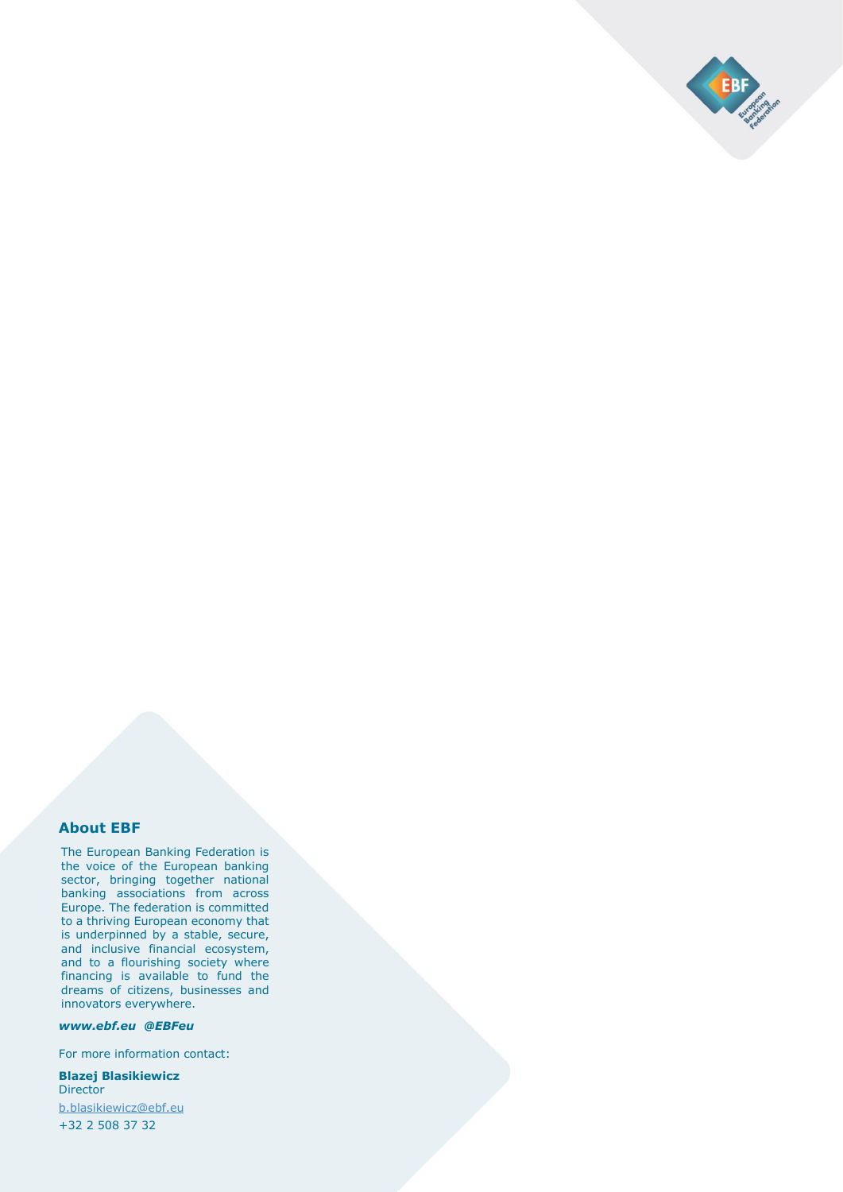## About EBF

The European Banking Federation is the voice of the European banking sector, bringing together national banking associations from across Europe. The federation is committed to a thriving European economy that is underpinned by a stable, secure, and inclusive financial ecosystem, and to a flourishing society where financing is available to fund the dreams of citizens, businesses and innovators everywhere.

***www.ebf.eu @EBFeu***

For more information contact:

**Blazej Blasikiewicz**
Director
b.blasikiewicz@ebf.eu
+32 2 508 37 32